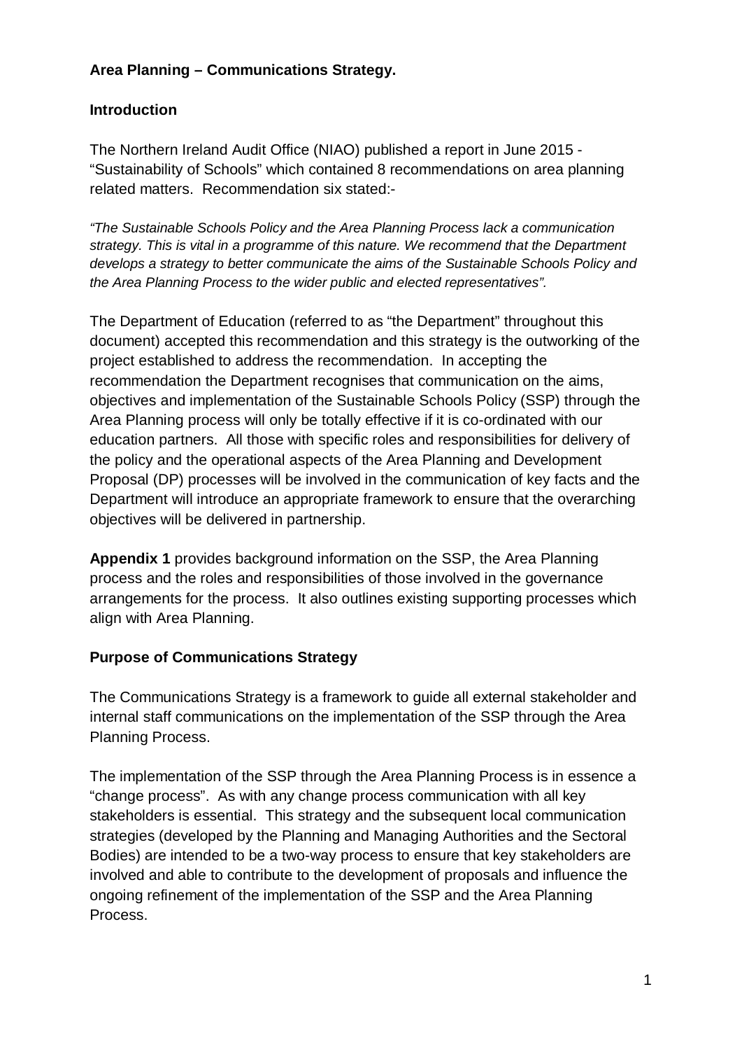## Area Planning – Communications Strategy.

### Introduction

The Northern Ireland Audit Office (NIAO) published a report in June 2015 - "Sustainability of Schools" which contained 8 recommendations on area planning related matters. Recommendation six stated:-

*"The Sustainable Schools Policy and the Area Planning Process lack a communication strategy. This is vital in a programme of this nature. We recommend that the Department develops a strategy to better communicate the aims of the Sustainable Schools Policy and the Area Planning Process to the wider public and elected representatives".*

The Department of Education (referred to as "the Department" throughout this document) accepted this recommendation and this strategy is the outworking of the project established to address the recommendation. In accepting the recommendation the Department recognises that communication on the aims, objectives and implementation of the Sustainable Schools Policy (SSP) through the Area Planning process will only be totally effective if it is co-ordinated with our education partners. All those with specific roles and responsibilities for delivery of the policy and the operational aspects of the Area Planning and Development Proposal (DP) processes will be involved in the communication of key facts and the Department will introduce an appropriate framework to ensure that the overarching objectives will be delivered in partnership.

**Appendix 1** provides background information on the SSP, the Area Planning process and the roles and responsibilities of those involved in the governance arrangements for the process. It also outlines existing supporting processes which align with Area Planning.

### Purpose of Communications Strategy

The Communications Strategy is a framework to guide all external stakeholder and internal staff communications on the implementation of the SSP through the Area Planning Process.

The implementation of the SSP through the Area Planning Process is in essence a "change process". As with any change process communication with all key stakeholders is essential. This strategy and the subsequent local communication strategies (developed by the Planning and Managing Authorities and the Sectoral Bodies) are intended to be a two-way process to ensure that key stakeholders are involved and able to contribute to the development of proposals and influence the ongoing refinement of the implementation of the SSP and the Area Planning Process.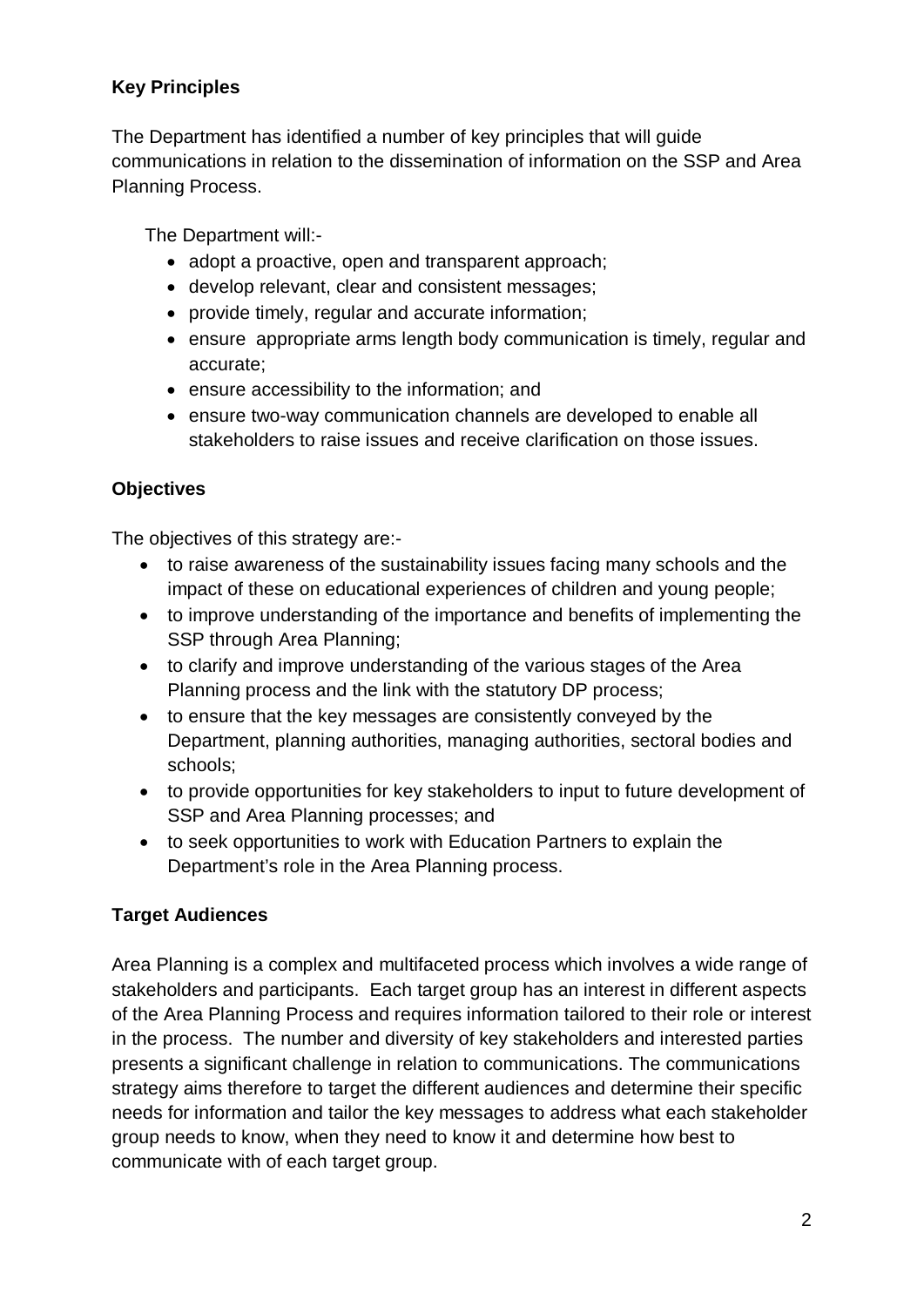**Key Principles**

The Department has identified a number of key principles that will guide communications in relation to the dissemination of information on the SSP and Area Planning Process.

The Department will:-

- adopt a proactive, open and transparent approach;
- develop relevant, clear and consistent messages;
- provide timely, regular and accurate information;
- ensure appropriate arms length body communication is timely, regular and accurate;
- ensure accessibility to the information; and
- ensure two-way communication channels are developed to enable all stakeholders to raise issues and receive clarification on those issues.

**Objectives**

The objectives of this strategy are:-

- to raise awareness of the sustainability issues facing many schools and the impact of these on educational experiences of children and young people;
- to improve understanding of the importance and benefits of implementing the SSP through Area Planning;
- to clarify and improve understanding of the various stages of the Area Planning process and the link with the statutory DP process;
- to ensure that the key messages are consistently conveyed by the Department, planning authorities, managing authorities, sectoral bodies and schools;
- to provide opportunities for key stakeholders to input to future development of SSP and Area Planning processes; and
- to seek opportunities to work with Education Partners to explain the Department's role in the Area Planning process.

**Target Audiences**

Area Planning is a complex and multifaceted process which involves a wide range of stakeholders and participants. Each target group has an interest in different aspects of the Area Planning Process and requires information tailored to their role or interest in the process. The number and diversity of key stakeholders and interested parties presents a significant challenge in relation to communications. The communications strategy aims therefore to target the different audiences and determine their specific needs for information and tailor the key messages to address what each stakeholder group needs to know, when they need to know it and determine how best to communicate with of each target group.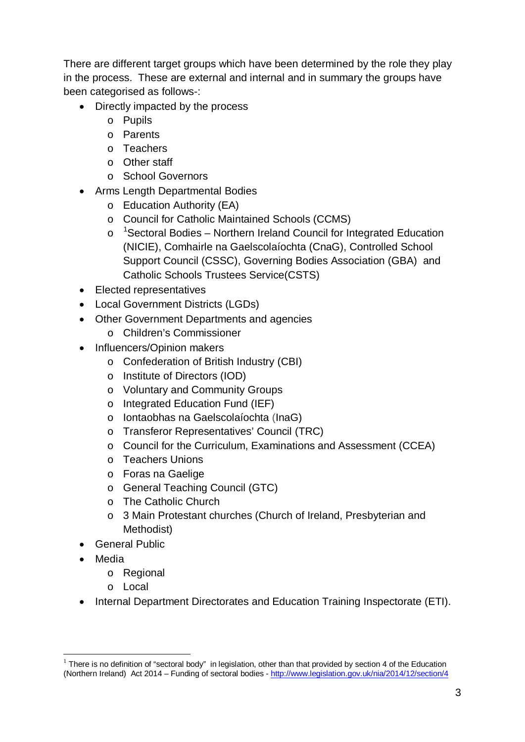There are different target groups which have been determined by the role they play in the process. These are external and internal and in summary the groups have been categorised as follows-:

- Directly impacted by the process
  - Pupils
  - Parents
  - Teachers
  - Other staff
  - School Governors
- Arms Length Departmental Bodies
  - Education Authority (EA)
  - Council for Catholic Maintained Schools (CCMS)
  - [1]Sectoral Bodies – Northern Ireland Council for Integrated Education (NICIE), Comhairle na Gaelscolaíochta (CnaG), Controlled School Support Council (CSSC), Governing Bodies Association (GBA) and Catholic Schools Trustees Service(CSTS)
- Elected representatives
- Local Government Districts (LGDs)
- Other Government Departments and agencies
  - Children's Commissioner
- Influencers/Opinion makers
  - Confederation of British Industry (CBI)
  - Institute of Directors (IOD)
  - Voluntary and Community Groups
  - Integrated Education Fund (IEF)
  - Iontaobhas na Gaelscolaíochta (InaG)
  - Transferor Representatives' Council (TRC)
  - Council for the Curriculum, Examinations and Assessment (CCEA)
  - Teachers Unions
  - Foras na Gaelige
  - General Teaching Council (GTC)
  - The Catholic Church
  - 3 Main Protestant churches (Church of Ireland, Presbyterian and Methodist)
- General Public
- Media
  - Regional
  - Local
- Internal Department Directorates and Education Training Inspectorate (ETI).

---

[1] There is no definition of "sectoral body" in legislation, other than that provided by section 4 of the Education (Northern Ireland) Act 2014 – Funding of sectoral bodies - http://www.legislation.gov.uk/nia/2014/12/section/4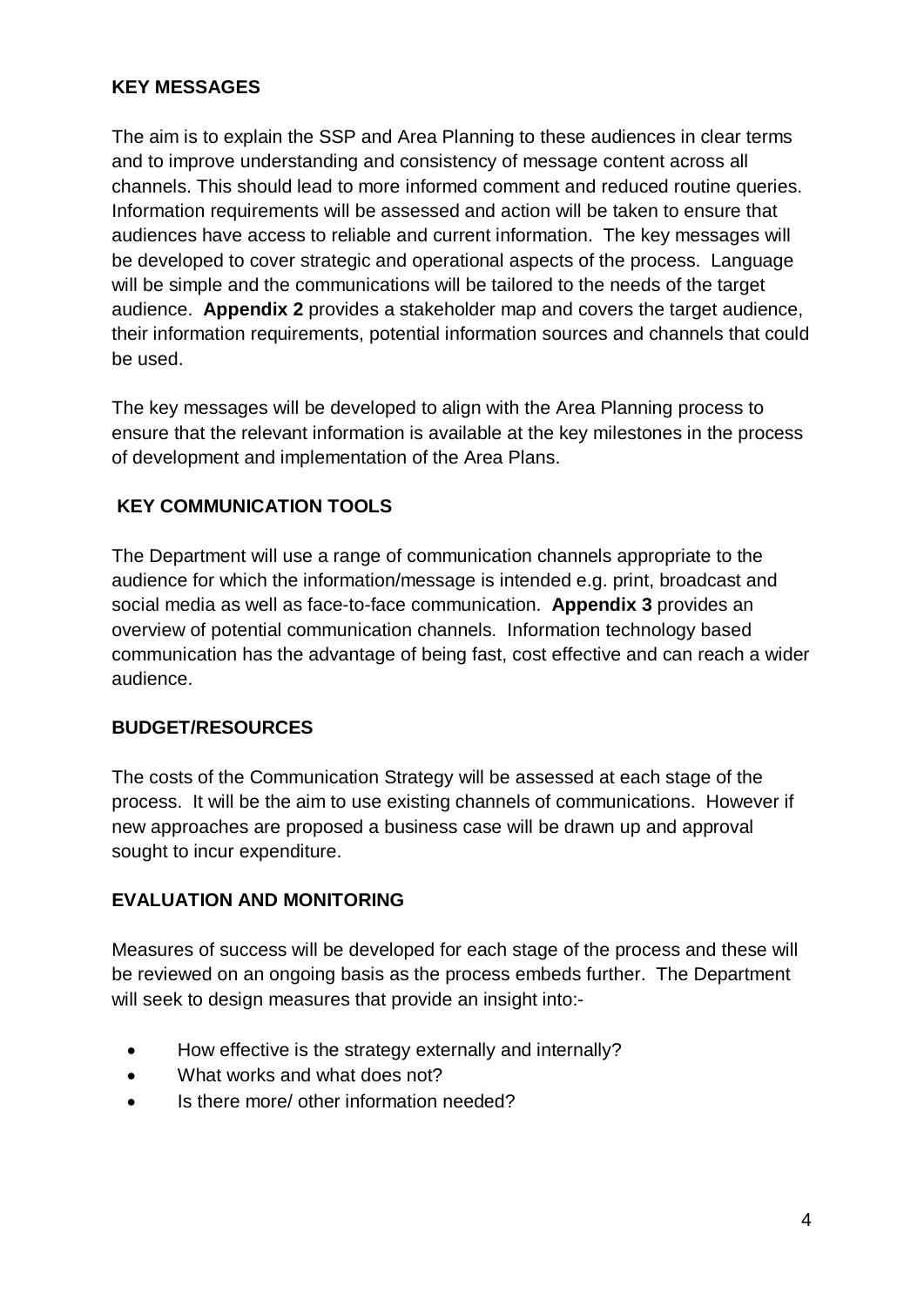## KEY MESSAGES

The aim is to explain the SSP and Area Planning to these audiences in clear terms and to improve understanding and consistency of message content across all channels. This should lead to more informed comment and reduced routine queries. Information requirements will be assessed and action will be taken to ensure that audiences have access to reliable and current information. The key messages will be developed to cover strategic and operational aspects of the process. Language will be simple and the communications will be tailored to the needs of the target audience. **Appendix 2** provides a stakeholder map and covers the target audience, their information requirements, potential information sources and channels that could be used.

The key messages will be developed to align with the Area Planning process to ensure that the relevant information is available at the key milestones in the process of development and implementation of the Area Plans.

## KEY COMMUNICATION TOOLS

The Department will use a range of communication channels appropriate to the audience for which the information/message is intended e.g. print, broadcast and social media as well as face-to-face communication. **Appendix 3** provides an overview of potential communication channels. Information technology based communication has the advantage of being fast, cost effective and can reach a wider audience.

## BUDGET/RESOURCES

The costs of the Communication Strategy will be assessed at each stage of the process. It will be the aim to use existing channels of communications. However if new approaches are proposed a business case will be drawn up and approval sought to incur expenditure.

## EVALUATION AND MONITORING

Measures of success will be developed for each stage of the process and these will be reviewed on an ongoing basis as the process embeds further. The Department will seek to design measures that provide an insight into:-

- How effective is the strategy externally and internally?
- What works and what does not?
- Is there more/ other information needed?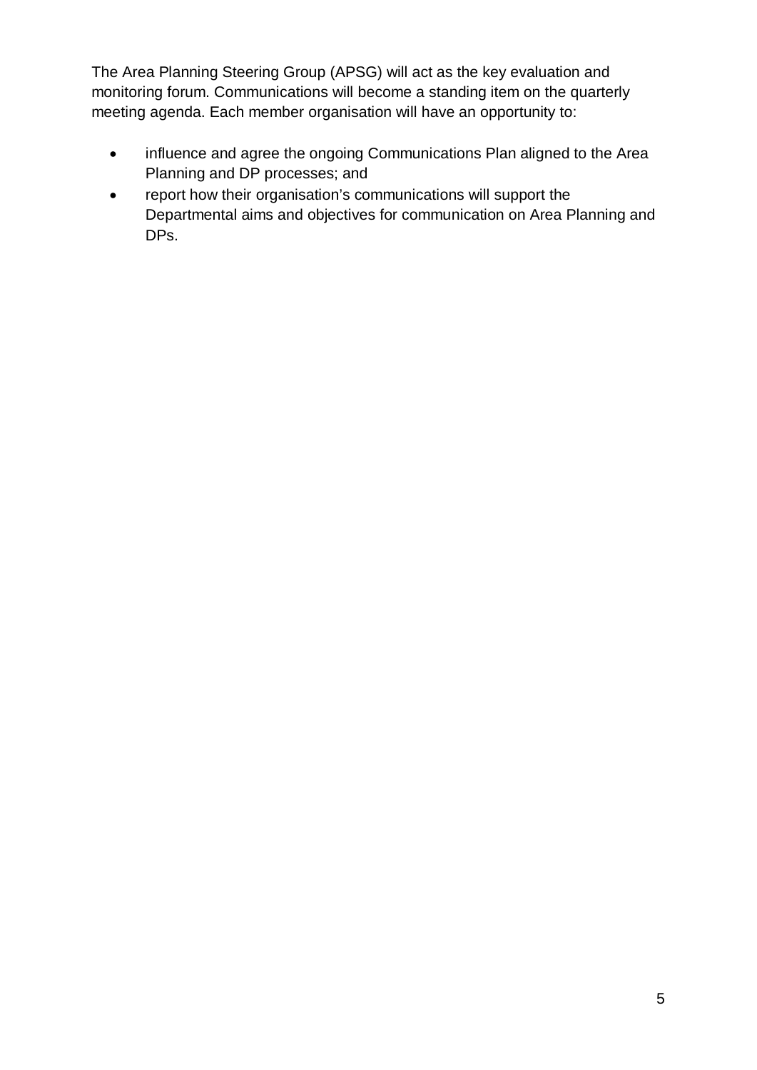The Area Planning Steering Group (APSG) will act as the key evaluation and monitoring forum. Communications will become a standing item on the quarterly meeting agenda. Each member organisation will have an opportunity to:

- influence and agree the ongoing Communications Plan aligned to the Area Planning and DP processes; and
- report how their organisation's communications will support the Departmental aims and objectives for communication on Area Planning and DPs.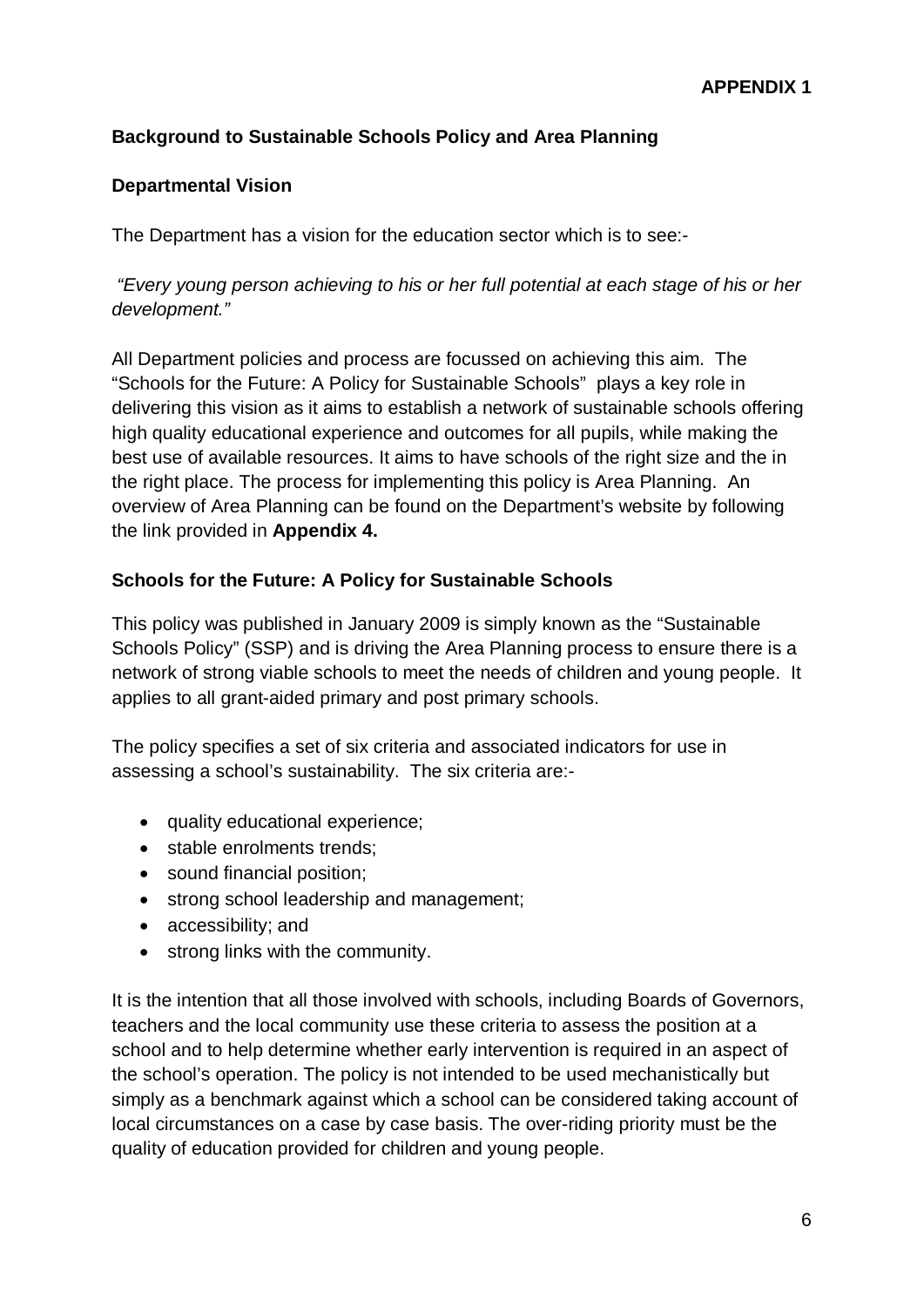**APPENDIX 1**

## Background to Sustainable Schools Policy and Area Planning

### Departmental Vision

The Department has a vision for the education sector which is to see:-

*"Every young person achieving to his or her full potential at each stage of his or her development."*

All Department policies and process are focussed on achieving this aim. The "Schools for the Future: A Policy for Sustainable Schools" plays a key role in delivering this vision as it aims to establish a network of sustainable schools offering high quality educational experience and outcomes for all pupils, while making the best use of available resources. It aims to have schools of the right size and the in the right place. The process for implementing this policy is Area Planning. An overview of Area Planning can be found on the Department's website by following the link provided in **Appendix 4.**

### Schools for the Future: A Policy for Sustainable Schools

This policy was published in January 2009 is simply known as the "Sustainable Schools Policy" (SSP) and is driving the Area Planning process to ensure there is a network of strong viable schools to meet the needs of children and young people. It applies to all grant-aided primary and post primary schools.

The policy specifies a set of six criteria and associated indicators for use in assessing a school's sustainability. The six criteria are:-

- quality educational experience;
- stable enrolments trends;
- sound financial position;
- strong school leadership and management;
- accessibility; and
- strong links with the community.

It is the intention that all those involved with schools, including Boards of Governors, teachers and the local community use these criteria to assess the position at a school and to help determine whether early intervention is required in an aspect of the school's operation. The policy is not intended to be used mechanistically but simply as a benchmark against which a school can be considered taking account of local circumstances on a case by case basis. The over-riding priority must be the quality of education provided for children and young people.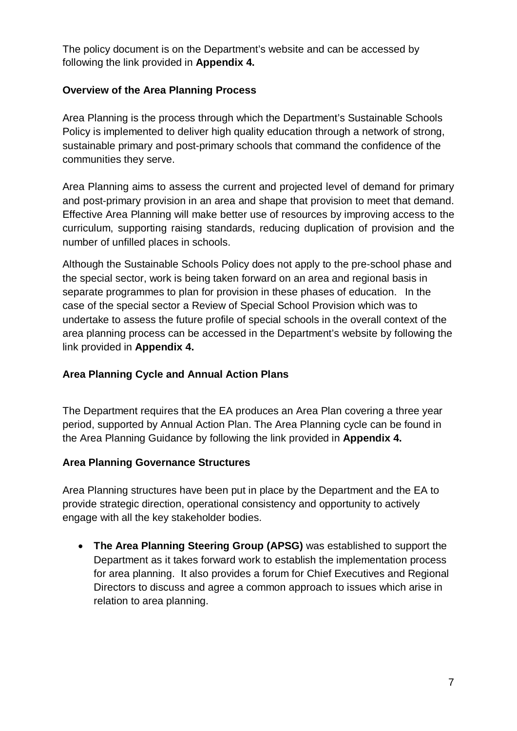The policy document is on the Department's website and can be accessed by following the link provided in **Appendix 4.**

## Overview of the Area Planning Process

Area Planning is the process through which the Department's Sustainable Schools Policy is implemented to deliver high quality education through a network of strong, sustainable primary and post-primary schools that command the confidence of the communities they serve.

Area Planning aims to assess the current and projected level of demand for primary and post-primary provision in an area and shape that provision to meet that demand. Effective Area Planning will make better use of resources by improving access to the curriculum, supporting raising standards, reducing duplication of provision and the number of unfilled places in schools.

Although the Sustainable Schools Policy does not apply to the pre-school phase and the special sector, work is being taken forward on an area and regional basis in separate programmes to plan for provision in these phases of education. In the case of the special sector a Review of Special School Provision which was to undertake to assess the future profile of special schools in the overall context of the area planning process can be accessed in the Department's website by following the link provided in **Appendix 4.**

## Area Planning Cycle and Annual Action Plans

The Department requires that the EA produces an Area Plan covering a three year period, supported by Annual Action Plan. The Area Planning cycle can be found in the Area Planning Guidance by following the link provided in **Appendix 4.**

## Area Planning Governance Structures

Area Planning structures have been put in place by the Department and the EA to provide strategic direction, operational consistency and opportunity to actively engage with all the key stakeholder bodies.

- **The Area Planning Steering Group (APSG)** was established to support the Department as it takes forward work to establish the implementation process for area planning. It also provides a forum for Chief Executives and Regional Directors to discuss and agree a common approach to issues which arise in relation to area planning.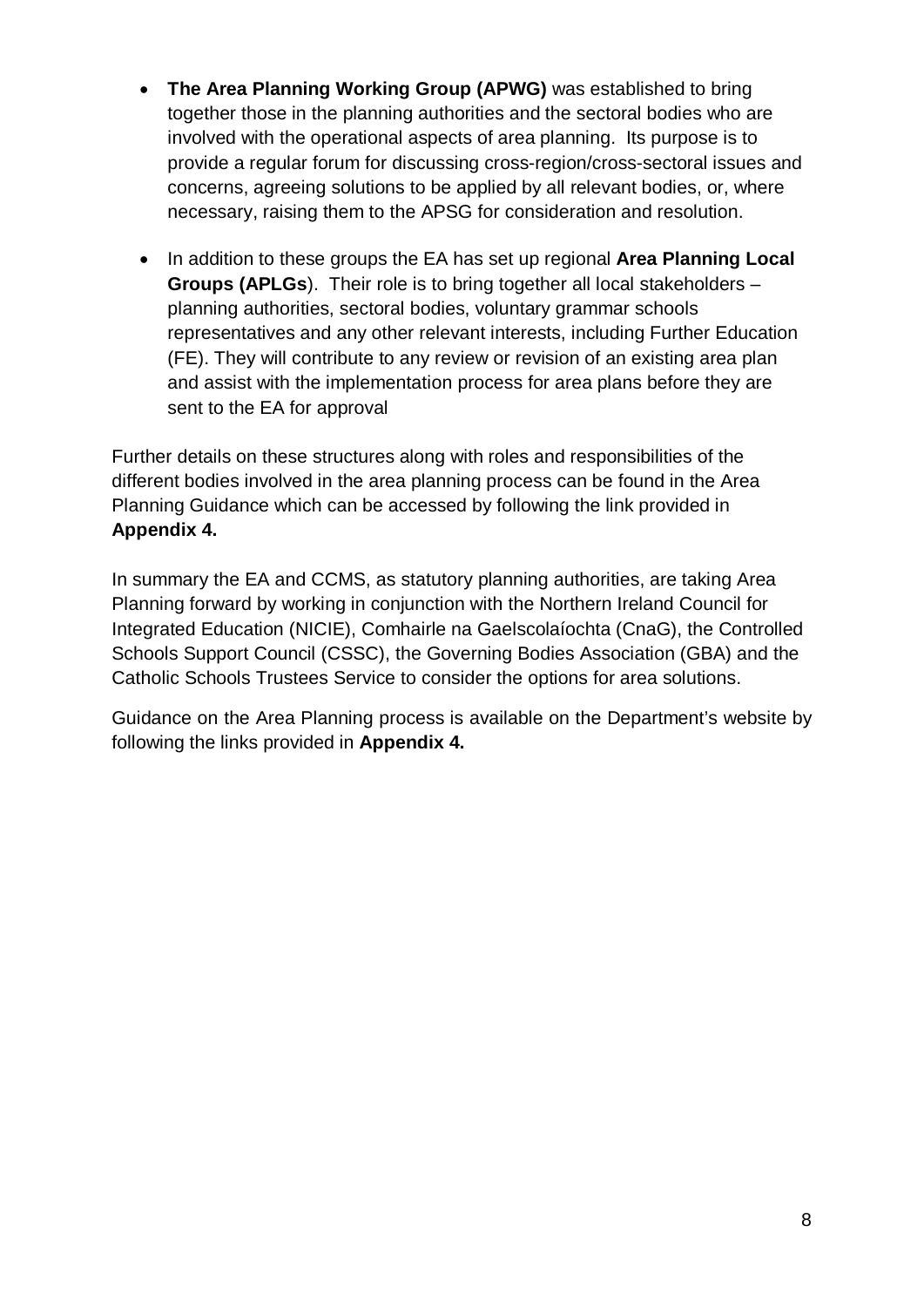- **The Area Planning Working Group (APWG)** was established to bring together those in the planning authorities and the sectoral bodies who are involved with the operational aspects of area planning. Its purpose is to provide a regular forum for discussing cross-region/cross-sectoral issues and concerns, agreeing solutions to be applied by all relevant bodies, or, where necessary, raising them to the APSG for consideration and resolution.

- In addition to these groups the EA has set up regional **Area Planning Local Groups (APLGs**). Their role is to bring together all local stakeholders – planning authorities, sectoral bodies, voluntary grammar schools representatives and any other relevant interests, including Further Education (FE). They will contribute to any review or revision of an existing area plan and assist with the implementation process for area plans before they are sent to the EA for approval

Further details on these structures along with roles and responsibilities of the different bodies involved in the area planning process can be found in the Area Planning Guidance which can be accessed by following the link provided in **Appendix 4.**

In summary the EA and CCMS, as statutory planning authorities, are taking Area Planning forward by working in conjunction with the Northern Ireland Council for Integrated Education (NICIE), Comhairle na Gaelscolaíochta (CnaG), the Controlled Schools Support Council (CSSC), the Governing Bodies Association (GBA) and the Catholic Schools Trustees Service to consider the options for area solutions.

Guidance on the Area Planning process is available on the Department's website by following the links provided in **Appendix 4.**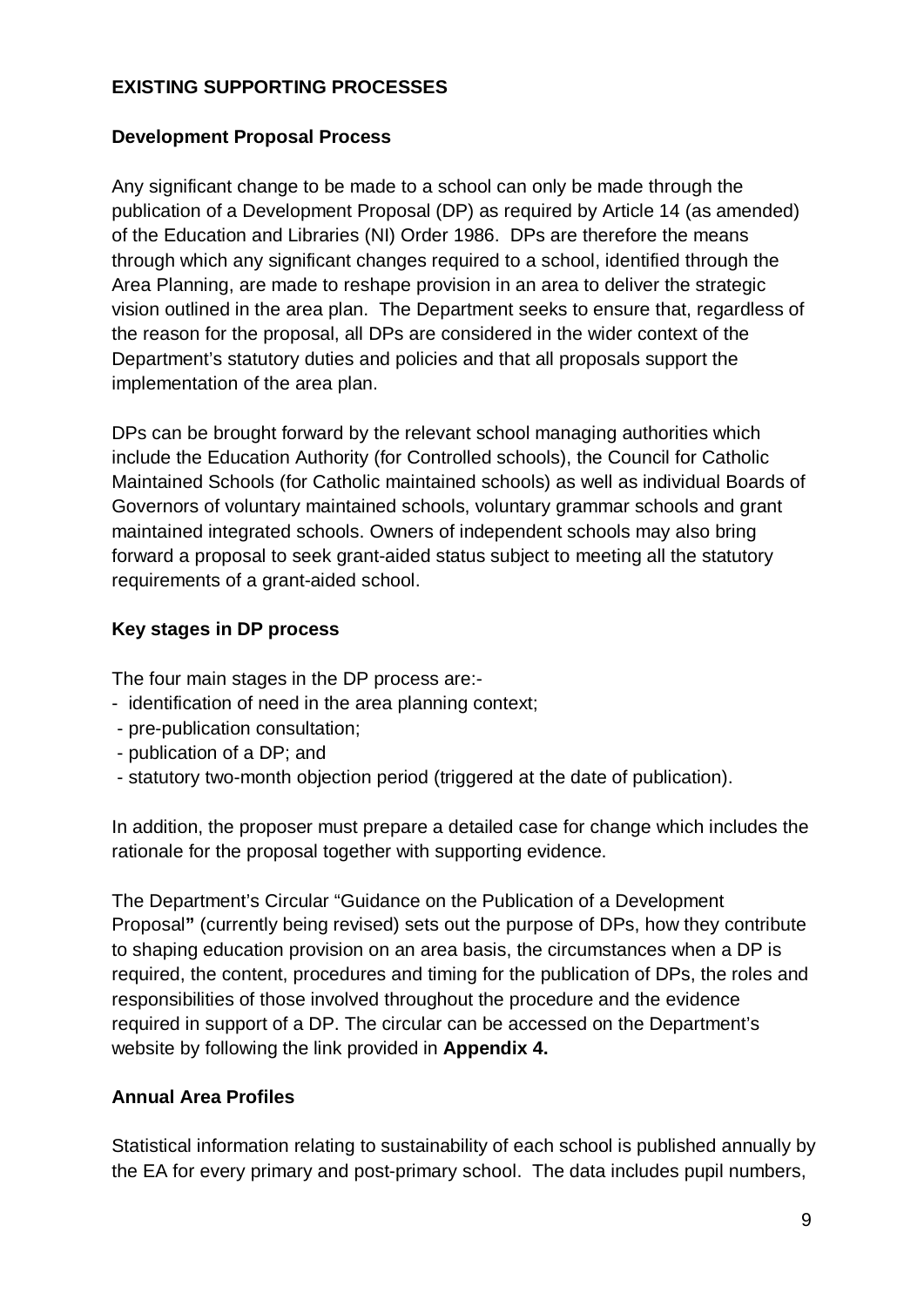**EXISTING SUPPORTING PROCESSES**

**Development Proposal Process**

Any significant change to be made to a school can only be made through the publication of a Development Proposal (DP) as required by Article 14 (as amended) of the Education and Libraries (NI) Order 1986. DPs are therefore the means through which any significant changes required to a school, identified through the Area Planning, are made to reshape provision in an area to deliver the strategic vision outlined in the area plan. The Department seeks to ensure that, regardless of the reason for the proposal, all DPs are considered in the wider context of the Department's statutory duties and policies and that all proposals support the implementation of the area plan.

DPs can be brought forward by the relevant school managing authorities which include the Education Authority (for Controlled schools), the Council for Catholic Maintained Schools (for Catholic maintained schools) as well as individual Boards of Governors of voluntary maintained schools, voluntary grammar schools and grant maintained integrated schools. Owners of independent schools may also bring forward a proposal to seek grant-aided status subject to meeting all the statutory requirements of a grant-aided school.

**Key stages in DP process**

The four main stages in the DP process are:-

- identification of need in the area planning context;
- pre-publication consultation;
- publication of a DP; and
- statutory two-month objection period (triggered at the date of publication).

In addition, the proposer must prepare a detailed case for change which includes the rationale for the proposal together with supporting evidence.

The Department's Circular "Guidance on the Publication of a Development Proposal**"** (currently being revised) sets out the purpose of DPs, how they contribute to shaping education provision on an area basis, the circumstances when a DP is required, the content, procedures and timing for the publication of DPs, the roles and responsibilities of those involved throughout the procedure and the evidence required in support of a DP. The circular can be accessed on the Department's website by following the link provided in **Appendix 4.**

**Annual Area Profiles**

Statistical information relating to sustainability of each school is published annually by the EA for every primary and post-primary school. The data includes pupil numbers,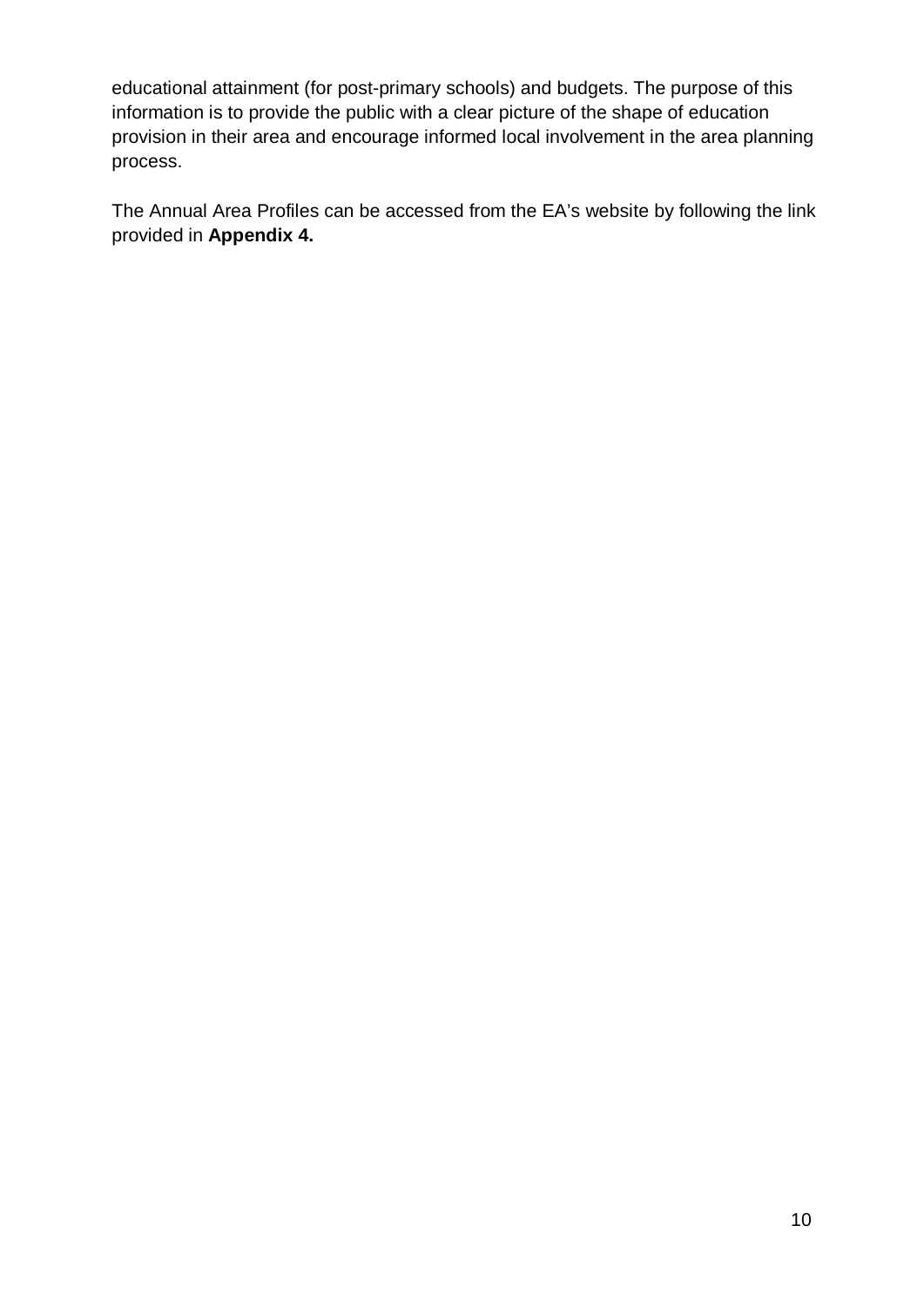educational attainment (for post-primary schools) and budgets. The purpose of this information is to provide the public with a clear picture of the shape of education provision in their area and encourage informed local involvement in the area planning process.

The Annual Area Profiles can be accessed from the EA's website by following the link provided in **Appendix 4.**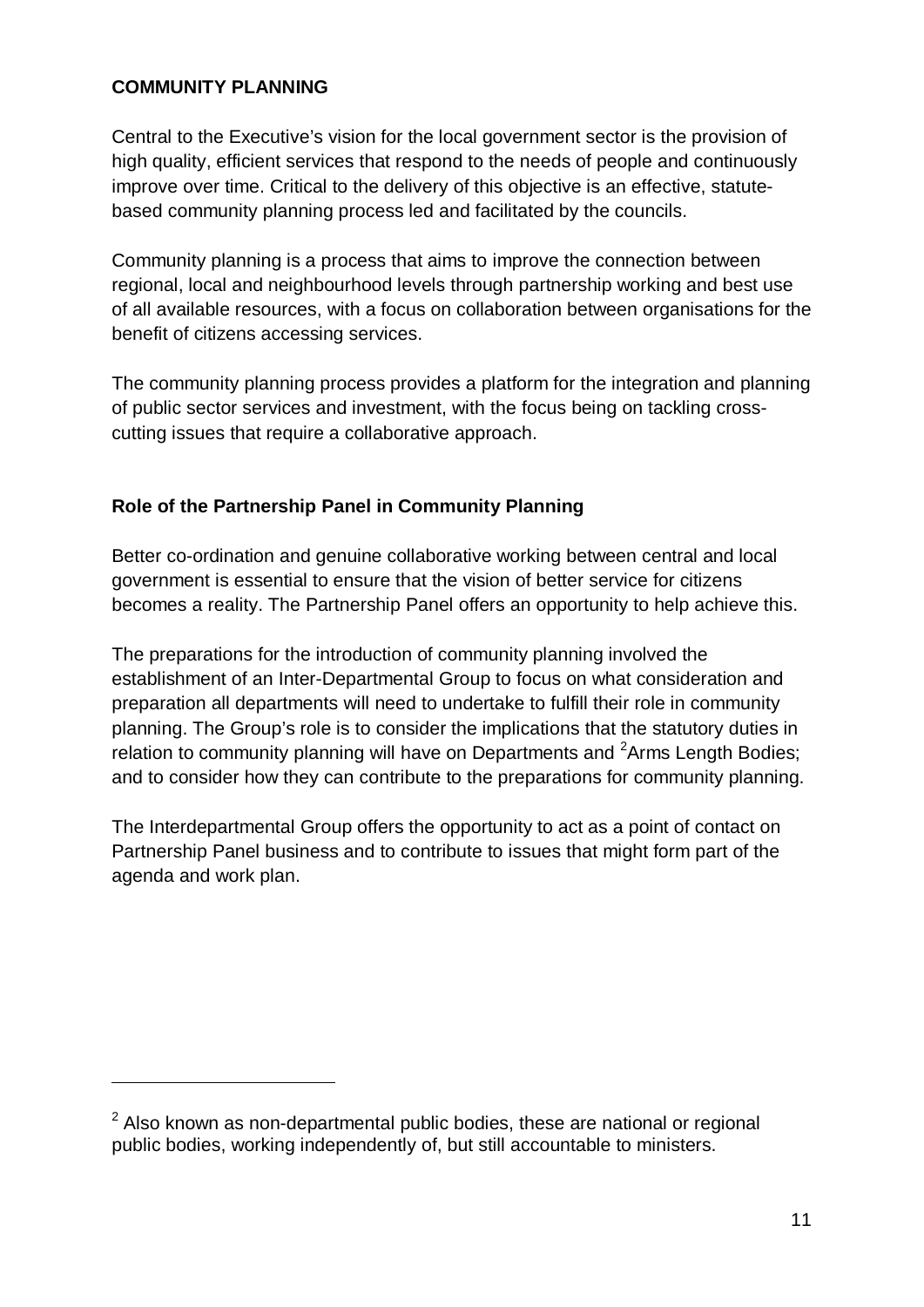**COMMUNITY PLANNING**

Central to the Executive's vision for the local government sector is the provision of high quality, efficient services that respond to the needs of people and continuously improve over time. Critical to the delivery of this objective is an effective, statute-based community planning process led and facilitated by the councils.

Community planning is a process that aims to improve the connection between regional, local and neighbourhood levels through partnership working and best use of all available resources, with a focus on collaboration between organisations for the benefit of citizens accessing services.

The community planning process provides a platform for the integration and planning of public sector services and investment, with the focus being on tackling cross-cutting issues that require a collaborative approach.

**Role of the Partnership Panel in Community Planning**

Better co-ordination and genuine collaborative working between central and local government is essential to ensure that the vision of better service for citizens becomes a reality. The Partnership Panel offers an opportunity to help achieve this.

The preparations for the introduction of community planning involved the establishment of an Inter-Departmental Group to focus on what consideration and preparation all departments will need to undertake to fulfill their role in community planning. The Group's role is to consider the implications that the statutory duties in relation to community planning will have on Departments and [2]Arms Length Bodies; and to consider how they can contribute to the preparations for community planning.

The Interdepartmental Group offers the opportunity to act as a point of contact on Partnership Panel business and to contribute to issues that might form part of the agenda and work plan.

---

[2] Also known as non-departmental public bodies, these are national or regional public bodies, working independently of, but still accountable to ministers.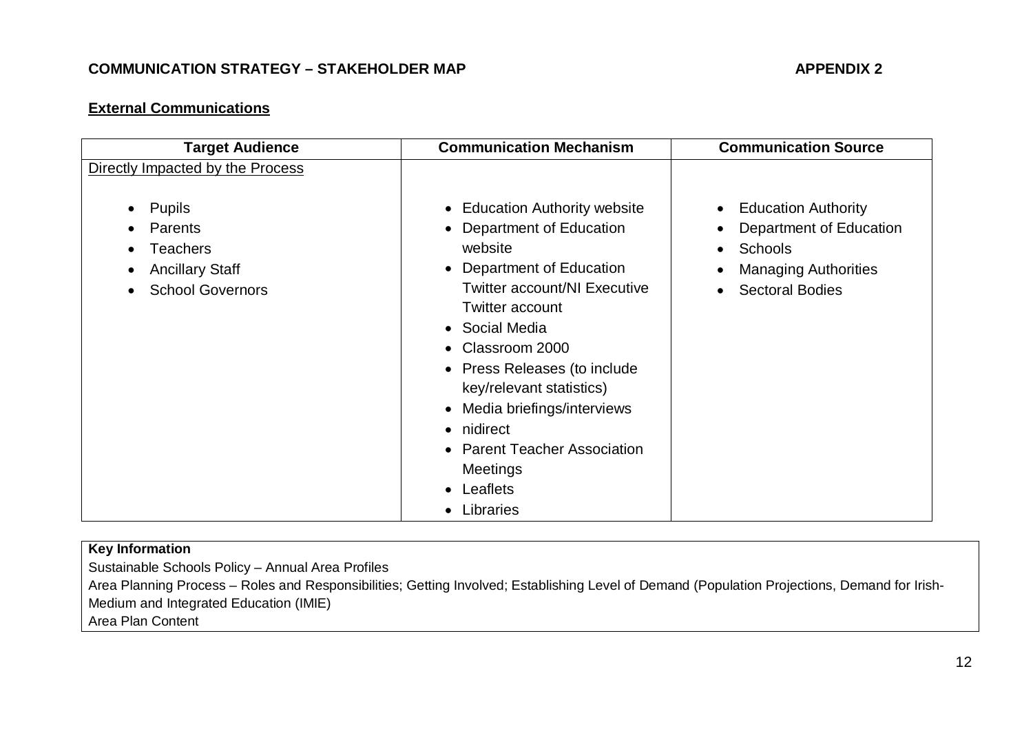**COMMUNICATION STRATEGY – STAKEHOLDER MAP** **APPENDIX 2**

**External Communications**

| Target Audience | Communication Mechanism | Communication Source |
|---|---|---|
| Directly Impacted by the Process<br><br>• Pupils<br>• Parents<br>• Teachers<br>• Ancillary Staff<br>• School Governors | • Education Authority website<br>• Department of Education website<br>• Department of Education Twitter account/NI Executive Twitter account<br>• Social Media<br>• Classroom 2000<br>• Press Releases (to include key/relevant statistics)<br>• Media briefings/interviews<br>• nidirect<br>• Parent Teacher Association Meetings<br>• Leaflets<br>• Libraries | • Education Authority<br>• Department of Education<br>• Schools<br>• Managing Authorities<br>• Sectoral Bodies |

| **Key Information** |
|---|
| Sustainable Schools Policy – Annual Area Profiles<br>Area Planning Process – Roles and Responsibilities; Getting Involved; Establishing Level of Demand (Population Projections, Demand for Irish-Medium and Integrated Education (IMIE)<br>Area Plan Content |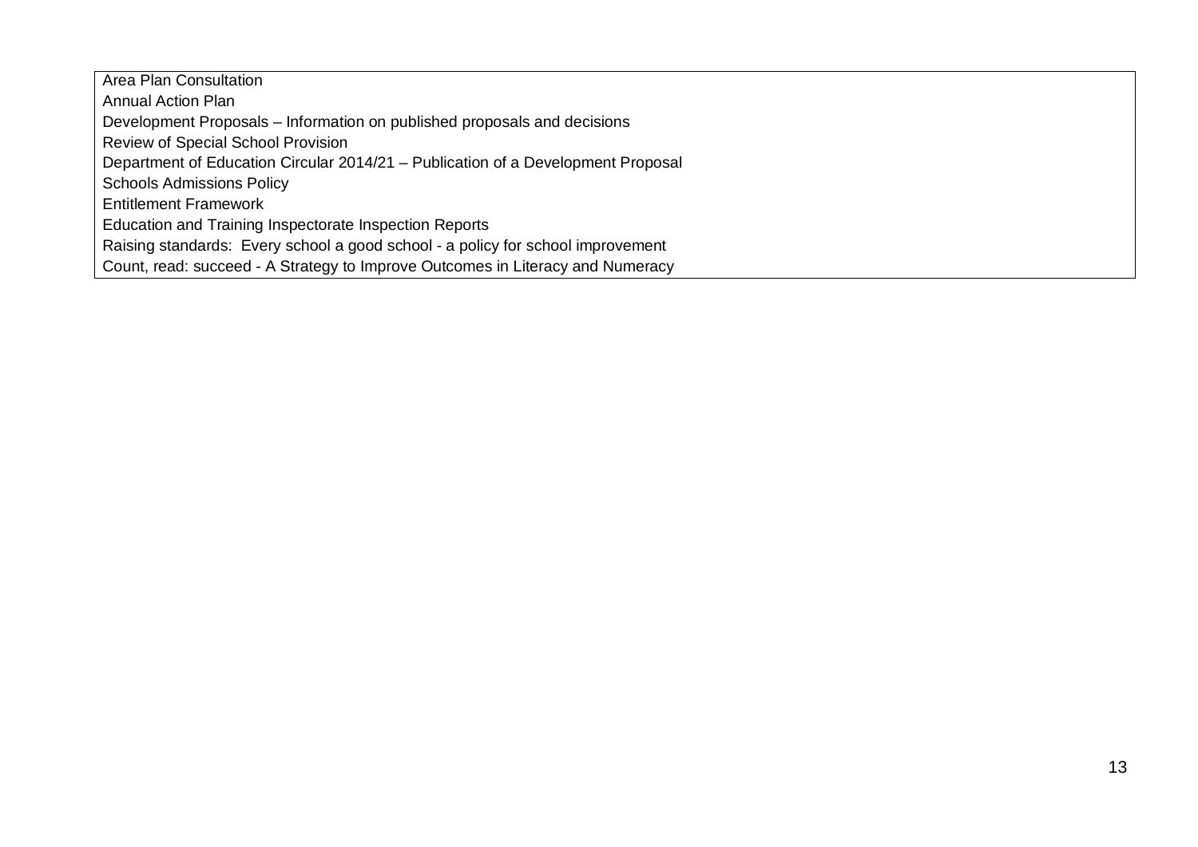| Area Plan Consultation |
|---|
| Annual Action Plan |
| Development Proposals – Information on published proposals and decisions |
| Review of Special School Provision |
| Department of Education Circular 2014/21 – Publication of a Development Proposal |
| Schools Admissions Policy |
| Entitlement Framework |
| Education and Training Inspectorate Inspection Reports |
| Raising standards: Every school a good school - a policy for school improvement |
| Count, read: succeed - A Strategy to Improve Outcomes in Literacy and Numeracy |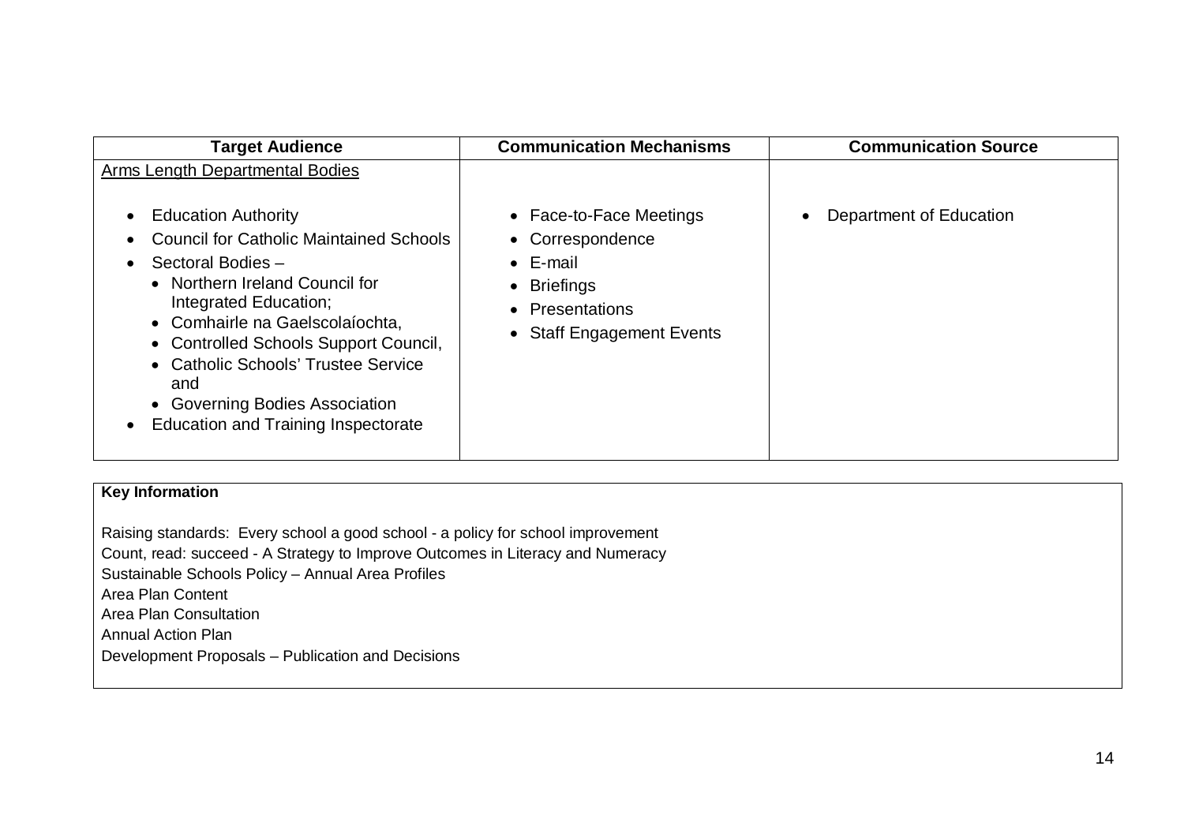| Target Audience | Communication Mechanisms | Communication Source |
|---|---|---|
| Arms Length Departmental Bodies<br><br>• Education Authority<br>• Council for Catholic Maintained Schools<br>• Sectoral Bodies –<br>  • Northern Ireland Council for Integrated Education;<br>  • Comhairle na Gaelscolaíochta,<br>  • Controlled Schools Support Council,<br>  • Catholic Schools' Trustee Service and<br>  • Governing Bodies Association<br>• Education and Training Inspectorate | • Face-to-Face Meetings<br>• Correspondence<br>• E-mail<br>• Briefings<br>• Presentations<br>• Staff Engagement Events | • Department of Education |

| Key Information |
|---|
| Raising standards: Every school a good school - a policy for school improvement<br>Count, read: succeed - A Strategy to Improve Outcomes in Literacy and Numeracy<br>Sustainable Schools Policy – Annual Area Profiles<br>Area Plan Content<br>Area Plan Consultation<br>Annual Action Plan<br>Development Proposals – Publication and Decisions |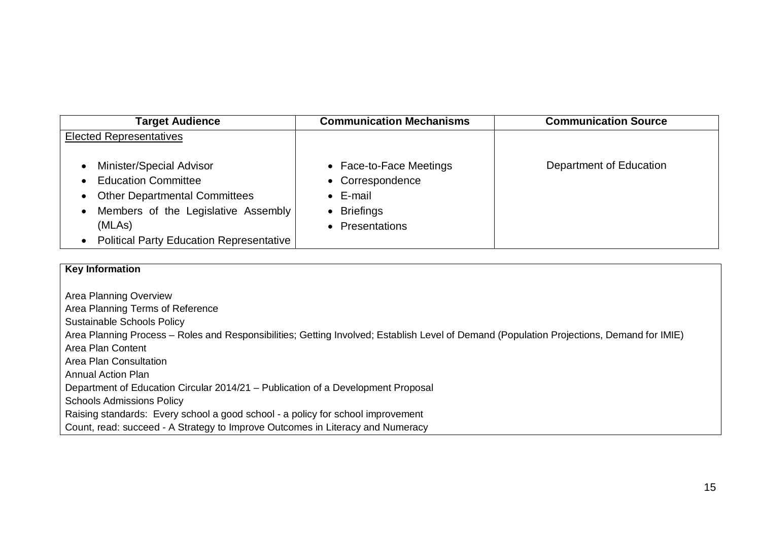| Target Audience | Communication Mechanisms | Communication Source |
|---|---|---|
| Elected Representatives<br><br>• Minister/Special Advisor<br>• Education Committee<br>• Other Departmental Committees<br>• Members of the Legislative Assembly (MLAs)<br>• Political Party Education Representative | • Face-to-Face Meetings<br>• Correspondence<br>• E-mail<br>• Briefings<br>• Presentations | Department of Education |

| Key Information |
|---|
| Area Planning Overview<br>Area Planning Terms of Reference<br>Sustainable Schools Policy<br>Area Planning Process – Roles and Responsibilities; Getting Involved; Establish Level of Demand (Population Projections, Demand for IMIE)<br>Area Plan Content<br>Area Plan Consultation<br>Annual Action Plan<br>Department of Education Circular 2014/21 – Publication of a Development Proposal<br>Schools Admissions Policy<br>Raising standards: Every school a good school - a policy for school improvement<br>Count, read: succeed - A Strategy to Improve Outcomes in Literacy and Numeracy |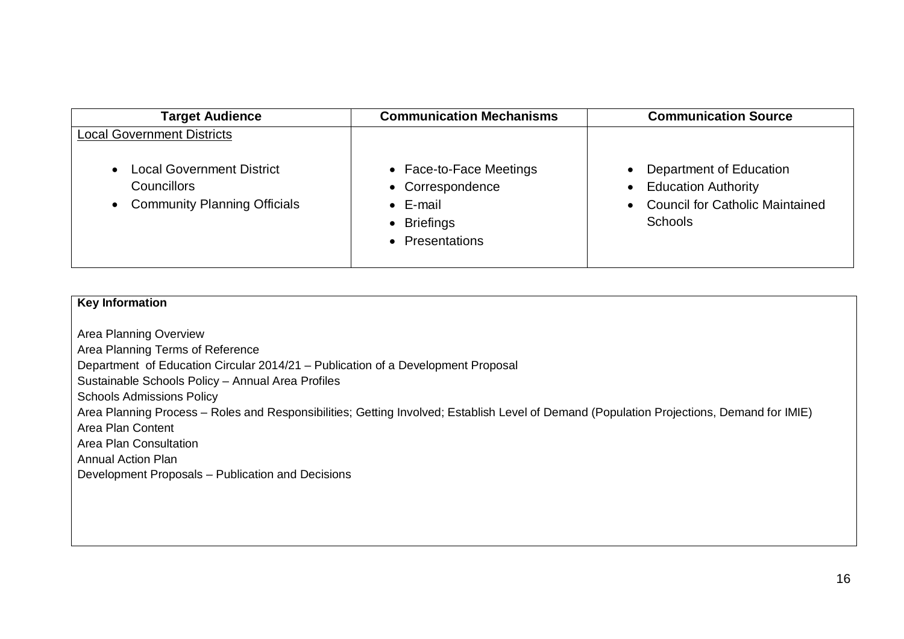| Target Audience | Communication Mechanisms | Communication Source |
|---|---|---|
| Local Government Districts<br><br>• Local Government District Councillors<br>• Community Planning Officials | • Face-to-Face Meetings<br>• Correspondence<br>• E-mail<br>• Briefings<br>• Presentations | • Department of Education<br>• Education Authority<br>• Council for Catholic Maintained Schools |

| Key Information |
|---|
| Area Planning Overview<br>Area Planning Terms of Reference<br>Department of Education Circular 2014/21 – Publication of a Development Proposal<br>Sustainable Schools Policy – Annual Area Profiles<br>Schools Admissions Policy<br>Area Planning Process – Roles and Responsibilities; Getting Involved; Establish Level of Demand (Population Projections, Demand for IMIE)<br>Area Plan Content<br>Area Plan Consultation<br>Annual Action Plan<br>Development Proposals – Publication and Decisions |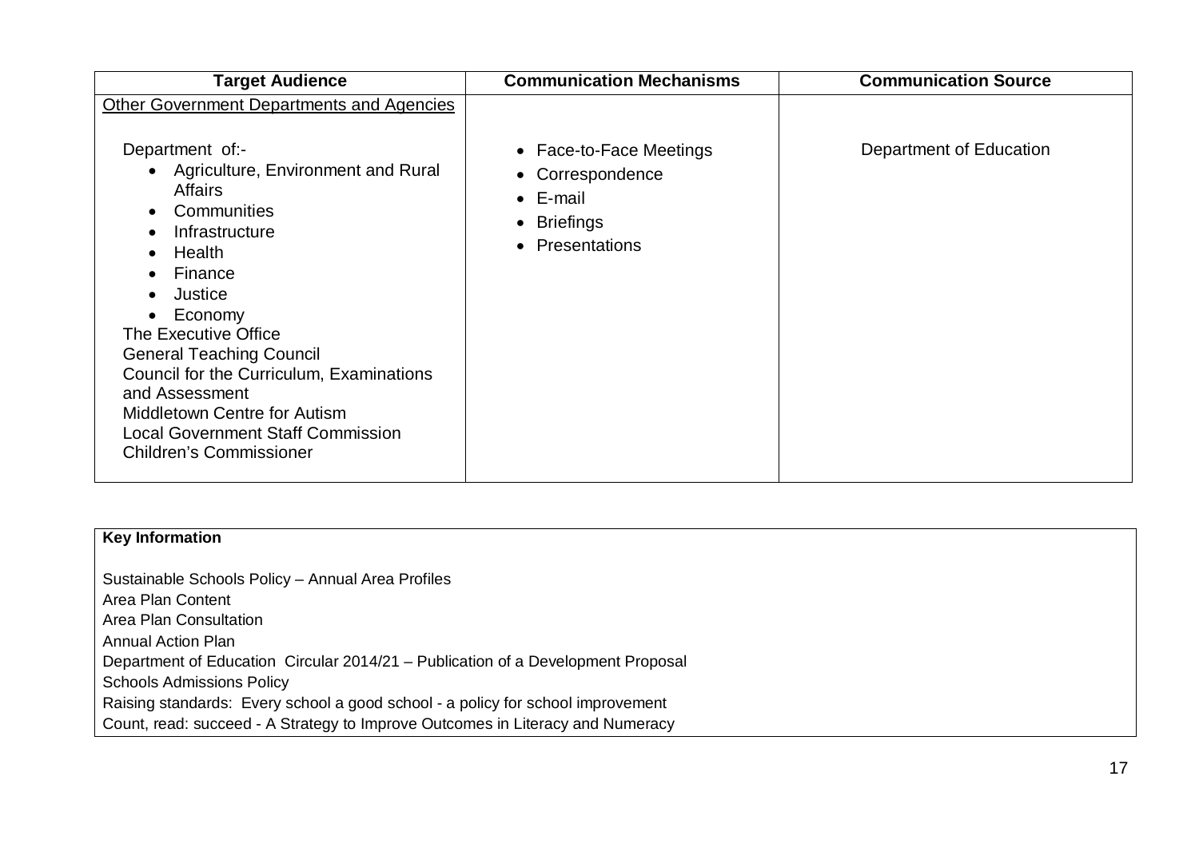| Target Audience | Communication Mechanisms | Communication Source |
|---|---|---|
| Other Government Departments and Agencies<br><br>Department of:-<br>• Agriculture, Environment and Rural Affairs<br>• Communities<br>• Infrastructure<br>• Health<br>• Finance<br>• Justice<br>• Economy<br>The Executive Office<br>General Teaching Council<br>Council for the Curriculum, Examinations and Assessment<br>Middletown Centre for Autism<br>Local Government Staff Commission<br>Children's Commissioner | • Face-to-Face Meetings<br>• Correspondence<br>• E-mail<br>• Briefings<br>• Presentations | Department of Education |

**Key Information**

Sustainable Schools Policy – Annual Area Profiles
Area Plan Content
Area Plan Consultation
Annual Action Plan
Department of Education Circular 2014/21 – Publication of a Development Proposal
Schools Admissions Policy
Raising standards: Every school a good school - a policy for school improvement
Count, read: succeed - A Strategy to Improve Outcomes in Literacy and Numeracy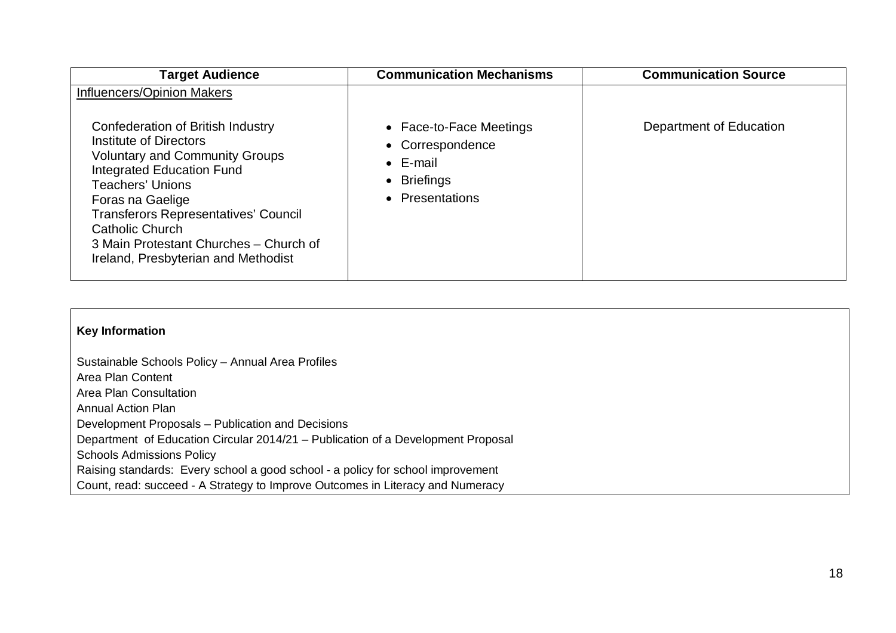| Target Audience | Communication Mechanisms | Communication Source |
|---|---|---|
| Influencers/Opinion Makers<br><br>Confederation of British Industry<br>Institute of Directors<br>Voluntary and Community Groups<br>Integrated Education Fund<br>Teachers' Unions<br>Foras na Gaelige<br>Transferors Representatives' Council<br>Catholic Church<br>3 Main Protestant Churches – Church of Ireland, Presbyterian and Methodist | • Face-to-Face Meetings<br>• Correspondence<br>• E-mail<br>• Briefings<br>• Presentations | Department of Education |

**Key Information**

Sustainable Schools Policy – Annual Area Profiles
Area Plan Content
Area Plan Consultation
Annual Action Plan
Development Proposals – Publication and Decisions
Department of Education Circular 2014/21 – Publication of a Development Proposal
Schools Admissions Policy
Raising standards: Every school a good school - a policy for school improvement
Count, read: succeed - A Strategy to Improve Outcomes in Literacy and Numeracy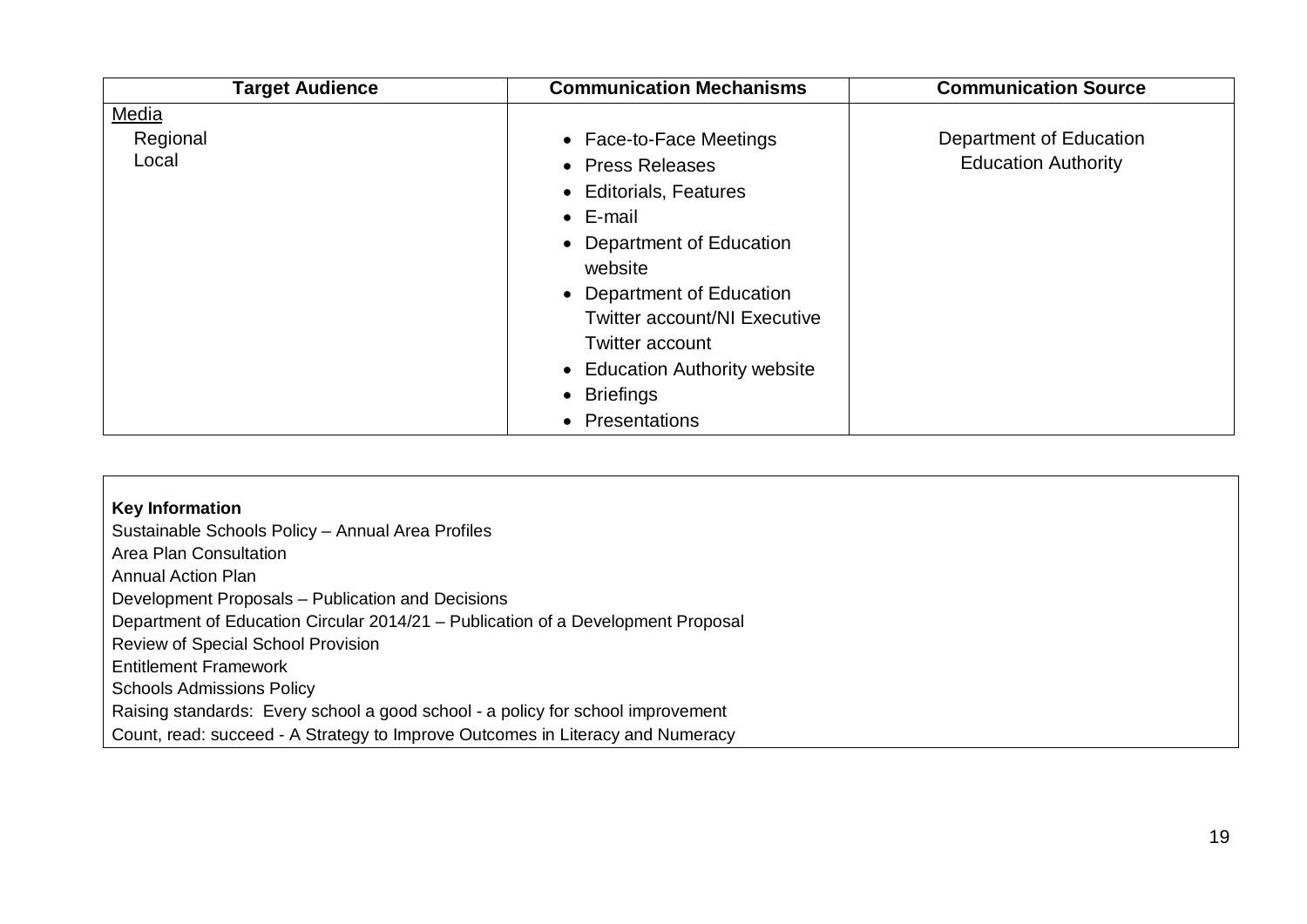| Target Audience | Communication Mechanisms | Communication Source |
|---|---|---|
| Media<br>Regional<br>Local | • Face-to-Face Meetings<br>• Press Releases<br>• Editorials, Features<br>• E-mail<br>• Department of Education website<br>• Department of Education Twitter account/NI Executive Twitter account<br>• Education Authority website<br>• Briefings<br>• Presentations | Department of Education<br>Education Authority |

**Key Information**

Sustainable Schools Policy – Annual Area Profiles
Area Plan Consultation
Annual Action Plan
Development Proposals – Publication and Decisions
Department of Education Circular 2014/21 – Publication of a Development Proposal
Review of Special School Provision
Entitlement Framework
Schools Admissions Policy
Raising standards: Every school a good school - a policy for school improvement
Count, read: succeed - A Strategy to Improve Outcomes in Literacy and Numeracy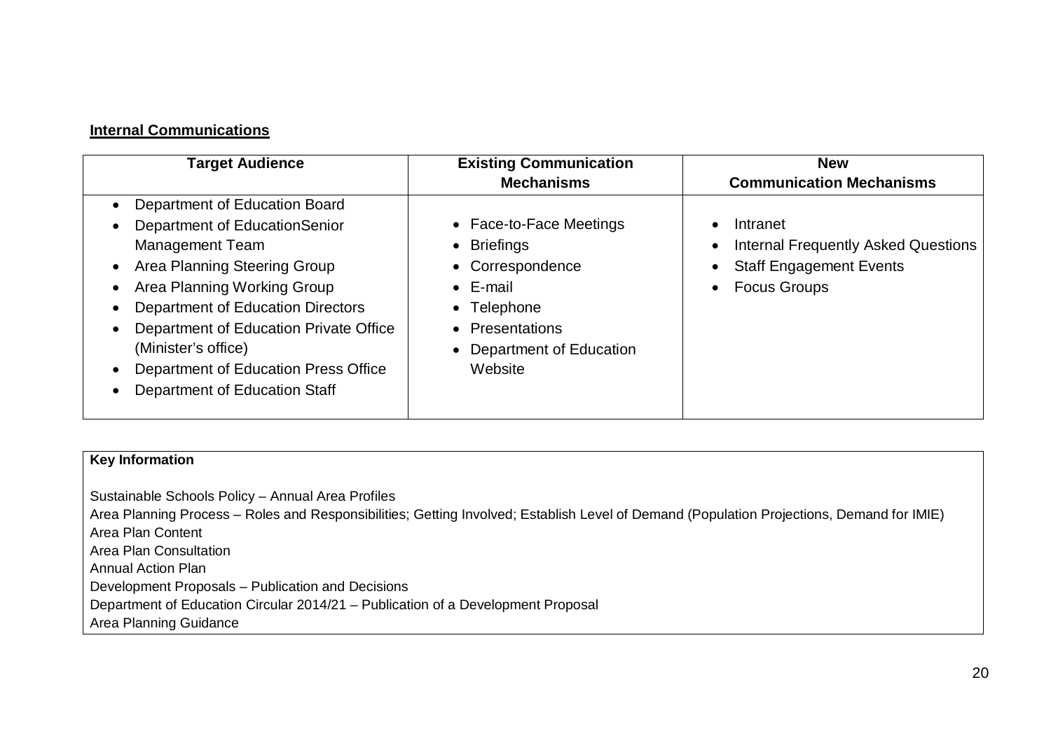**Internal Communications**

| Target Audience | Existing Communication Mechanisms | New Communication Mechanisms |
|---|---|---|
| • Department of Education Board<br>• Department of EducationSenior Management Team<br>• Area Planning Steering Group<br>• Area Planning Working Group<br>• Department of Education Directors<br>• Department of Education Private Office (Minister's office)<br>• Department of Education Press Office<br>• Department of Education Staff | • Face-to-Face Meetings<br>• Briefings<br>• Correspondence<br>• E-mail<br>• Telephone<br>• Presentations<br>• Department of Education Website | • Intranet<br>• Internal Frequently Asked Questions<br>• Staff Engagement Events<br>• Focus Groups |

| **Key Information** |
|---|
| Sustainable Schools Policy – Annual Area Profiles<br>Area Planning Process – Roles and Responsibilities; Getting Involved; Establish Level of Demand (Population Projections, Demand for IMIE)<br>Area Plan Content<br>Area Plan Consultation<br>Annual Action Plan<br>Development Proposals – Publication and Decisions<br>Department of Education Circular 2014/21 – Publication of a Development Proposal<br>Area Planning Guidance |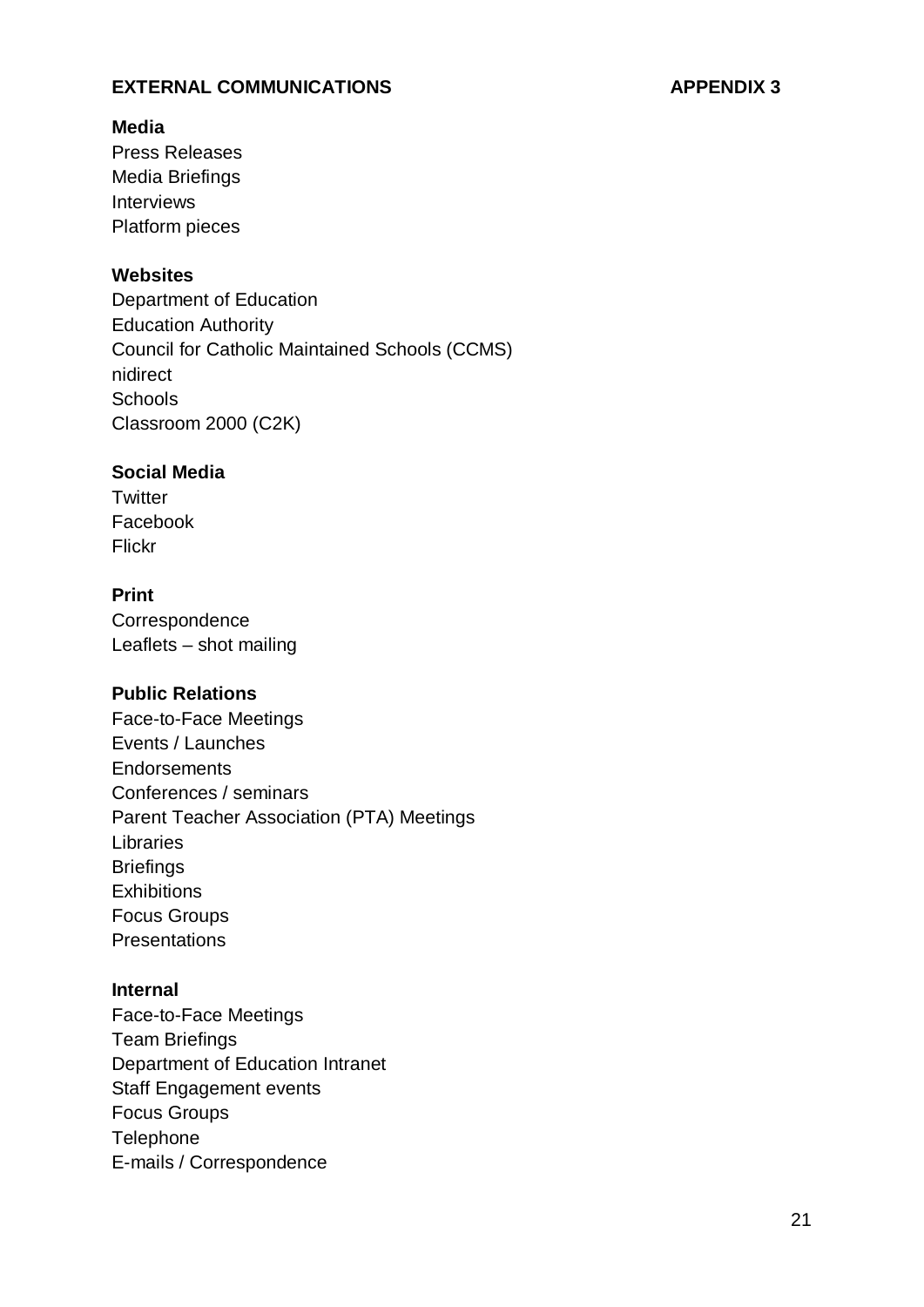## EXTERNAL COMMUNICATIONS APPENDIX 3

**Media**

Press Releases
Media Briefings
Interviews
Platform pieces

**Websites**

Department of Education
Education Authority
Council for Catholic Maintained Schools (CCMS)
nidirect
Schools
Classroom 2000 (C2K)

**Social Media**

Twitter
Facebook
Flickr

**Print**

Correspondence
Leaflets – shot mailing

**Public Relations**

Face-to-Face Meetings
Events / Launches
Endorsements
Conferences / seminars
Parent Teacher Association (PTA) Meetings
Libraries
Briefings
Exhibitions
Focus Groups
Presentations

**Internal**

Face-to-Face Meetings
Team Briefings
Department of Education Intranet
Staff Engagement events
Focus Groups
Telephone
E-mails / Correspondence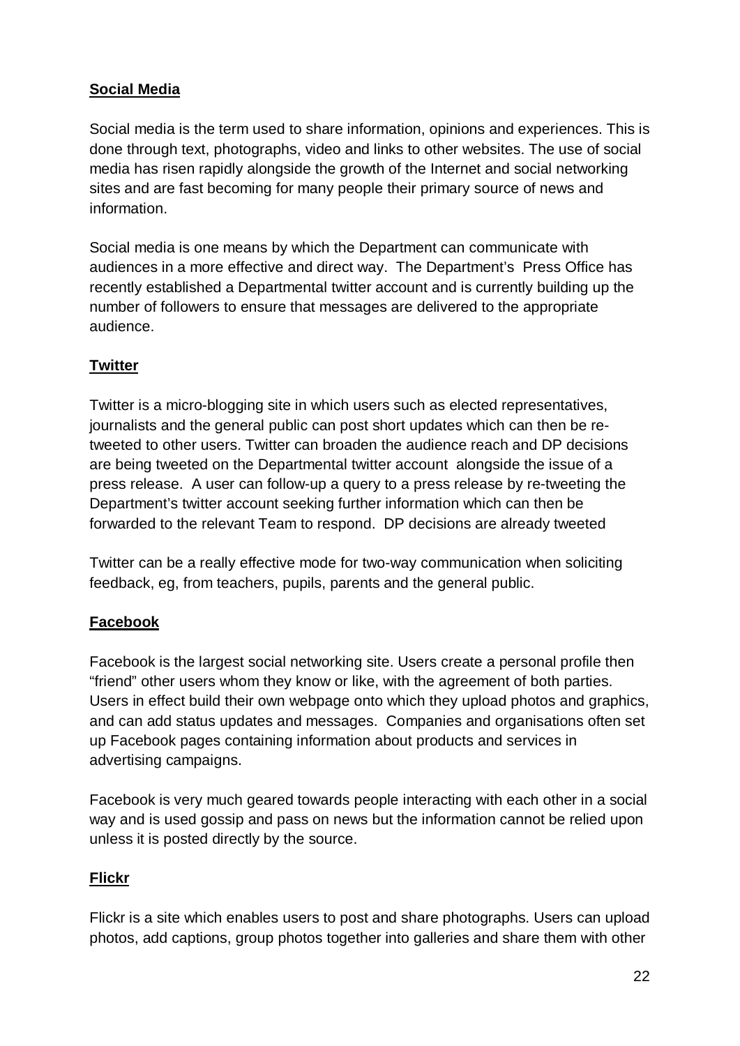**Social Media**

Social media is the term used to share information, opinions and experiences. This is done through text, photographs, video and links to other websites. The use of social media has risen rapidly alongside the growth of the Internet and social networking sites and are fast becoming for many people their primary source of news and information.

Social media is one means by which the Department can communicate with audiences in a more effective and direct way. The Department's Press Office has recently established a Departmental twitter account and is currently building up the number of followers to ensure that messages are delivered to the appropriate audience.

**Twitter**

Twitter is a micro-blogging site in which users such as elected representatives, journalists and the general public can post short updates which can then be re-tweeted to other users. Twitter can broaden the audience reach and DP decisions are being tweeted on the Departmental twitter account alongside the issue of a press release. A user can follow-up a query to a press release by re-tweeting the Department's twitter account seeking further information which can then be forwarded to the relevant Team to respond. DP decisions are already tweeted

Twitter can be a really effective mode for two-way communication when soliciting feedback, eg, from teachers, pupils, parents and the general public.

**Facebook**

Facebook is the largest social networking site. Users create a personal profile then "friend" other users whom they know or like, with the agreement of both parties. Users in effect build their own webpage onto which they upload photos and graphics, and can add status updates and messages. Companies and organisations often set up Facebook pages containing information about products and services in advertising campaigns.

Facebook is very much geared towards people interacting with each other in a social way and is used gossip and pass on news but the information cannot be relied upon unless it is posted directly by the source.

**Flickr**

Flickr is a site which enables users to post and share photographs. Users can upload photos, add captions, group photos together into galleries and share them with other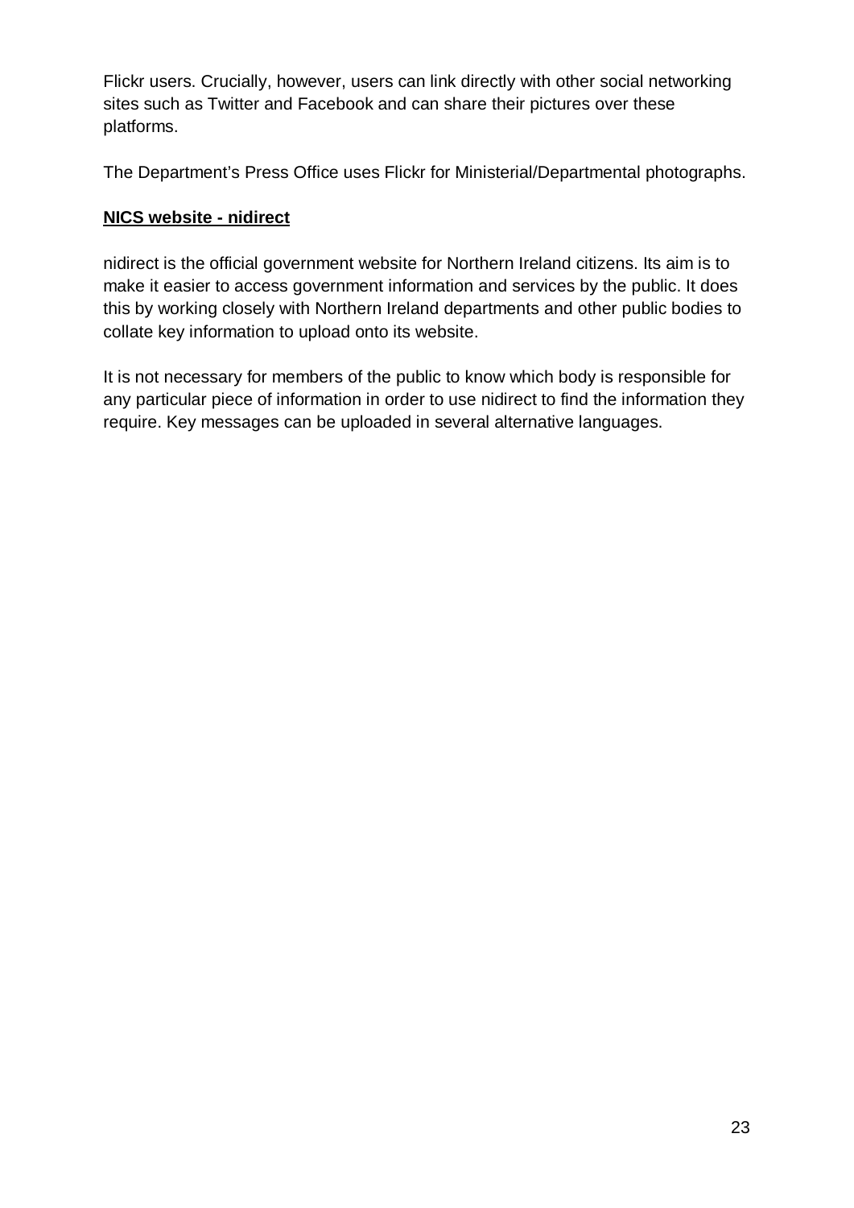Flickr users. Crucially, however, users can link directly with other social networking sites such as Twitter and Facebook and can share their pictures over these platforms.

The Department's Press Office uses Flickr for Ministerial/Departmental photographs.

**NICS website - nidirect**

nidirect is the official government website for Northern Ireland citizens. Its aim is to make it easier to access government information and services by the public. It does this by working closely with Northern Ireland departments and other public bodies to collate key information to upload onto its website.

It is not necessary for members of the public to know which body is responsible for any particular piece of information in order to use nidirect to find the information they require. Key messages can be uploaded in several alternative languages.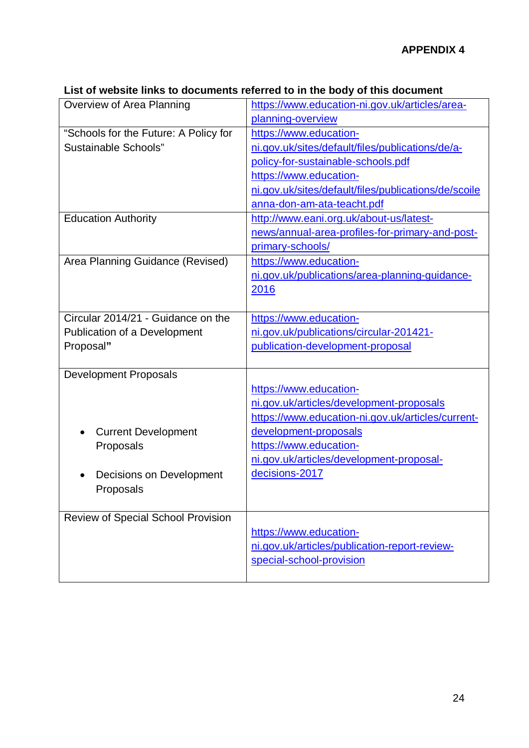**APPENDIX 4**

**List of website links to documents referred to in the body of this document**

| | |
|---|---|
| Overview of Area Planning | https://www.education-ni.gov.uk/articles/area-planning-overview |
| "Schools for the Future: A Policy for Sustainable Schools" | https://www.education-ni.gov.uk/sites/default/files/publications/de/a-policy-for-sustainable-schools.pdf https://www.education-ni.gov.uk/sites/default/files/publications/de/scoileanna-don-am-ata-teacht.pdf |
| Education Authority | http://www.eani.org.uk/about-us/latest-news/annual-area-profiles-for-primary-and-post-primary-schools/ |
| Area Planning Guidance (Revised) | https://www.education-ni.gov.uk/publications/area-planning-guidance-2016 |
| Circular 2014/21 - Guidance on the Publication of a Development Proposal" | https://www.education-ni.gov.uk/publications/circular-201421-publication-development-proposal |
| Development Proposals<br>• Current Development Proposals<br>• Decisions on Development Proposals | https://www.education-ni.gov.uk/articles/development-proposals https://www.education-ni.gov.uk/articles/current-development-proposals https://www.education-ni.gov.uk/articles/development-proposal-decisions-2017 |
| Review of Special School Provision | https://www.education-ni.gov.uk/articles/publication-report-review-special-school-provision |